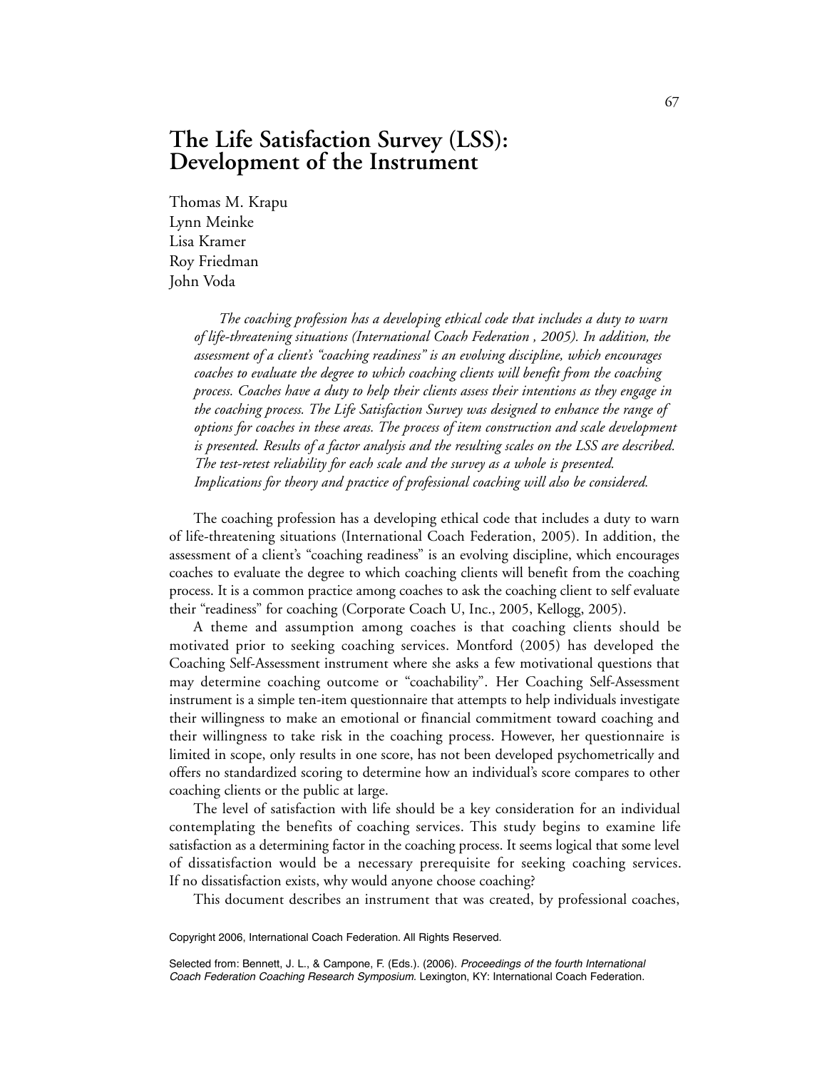# The Life Satisfaction Survey (LSS): Development of the Instrument

Thomas M. Krapu
Lynn Meinke
Lisa Kramer
Roy Friedman
John Voda

*The coaching profession has a developing ethical code that includes a duty to warn of life-threatening situations (International Coach Federation , 2005). In addition, the assessment of a client's "coaching readiness" is an evolving discipline, which encourages coaches to evaluate the degree to which coaching clients will benefit from the coaching process. Coaches have a duty to help their clients assess their intentions as they engage in the coaching process. The Life Satisfaction Survey was designed to enhance the range of options for coaches in these areas. The process of item construction and scale development is presented. Results of a factor analysis and the resulting scales on the LSS are described. The test-retest reliability for each scale and the survey as a whole is presented. Implications for theory and practice of professional coaching will also be considered.*

The coaching profession has a developing ethical code that includes a duty to warn of life-threatening situations (International Coach Federation, 2005). In addition, the assessment of a client's "coaching readiness" is an evolving discipline, which encourages coaches to evaluate the degree to which coaching clients will benefit from the coaching process. It is a common practice among coaches to ask the coaching client to self evaluate their "readiness" for coaching (Corporate Coach U, Inc., 2005, Kellogg, 2005).

A theme and assumption among coaches is that coaching clients should be motivated prior to seeking coaching services. Montford (2005) has developed the Coaching Self-Assessment instrument where she asks a few motivational questions that may determine coaching outcome or "coachability". Her Coaching Self-Assessment instrument is a simple ten-item questionnaire that attempts to help individuals investigate their willingness to make an emotional or financial commitment toward coaching and their willingness to take risk in the coaching process. However, her questionnaire is limited in scope, only results in one score, has not been developed psychometrically and offers no standardized scoring to determine how an individual's score compares to other coaching clients or the public at large.

The level of satisfaction with life should be a key consideration for an individual contemplating the benefits of coaching services. This study begins to examine life satisfaction as a determining factor in the coaching process. It seems logical that some level of dissatisfaction would be a necessary prerequisite for seeking coaching services. If no dissatisfaction exists, why would anyone choose coaching?

This document describes an instrument that was created, by professional coaches,

Copyright 2006, International Coach Federation. All Rights Reserved.

Selected from: Bennett, J. L., & Campone, F. (Eds.). (2006). *Proceedings of the fourth International Coach Federation Coaching Research Symposium.* Lexington, KY: International Coach Federation.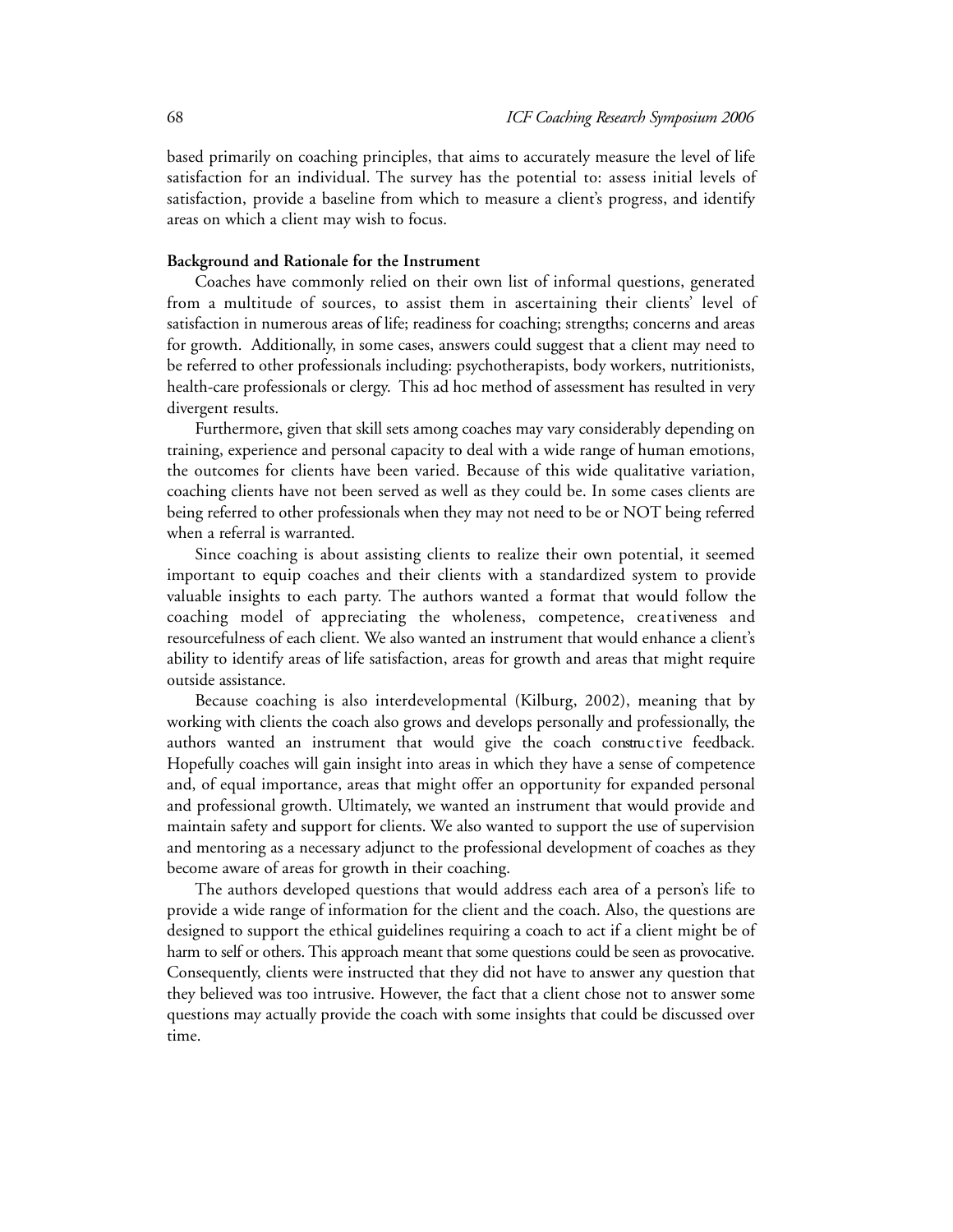based primarily on coaching principles, that aims to accurately measure the level of life satisfaction for an individual. The survey has the potential to: assess initial levels of satisfaction, provide a baseline from which to measure a client's progress, and identify areas on which a client may wish to focus.

**Background and Rationale for the Instrument**

Coaches have commonly relied on their own list of informal questions, generated from a multitude of sources, to assist them in ascertaining their clients' level of satisfaction in numerous areas of life; readiness for coaching; strengths; concerns and areas for growth. Additionally, in some cases, answers could suggest that a client may need to be referred to other professionals including: psychotherapists, body workers, nutritionists, health-care professionals or clergy. This ad hoc method of assessment has resulted in very divergent results.

Furthermore, given that skill sets among coaches may vary considerably depending on training, experience and personal capacity to deal with a wide range of human emotions, the outcomes for clients have been varied. Because of this wide qualitative variation, coaching clients have not been served as well as they could be. In some cases clients are being referred to other professionals when they may not need to be or NOT being referred when a referral is warranted.

Since coaching is about assisting clients to realize their own potential, it seemed important to equip coaches and their clients with a standardized system to provide valuable insights to each party. The authors wanted a format that would follow the coaching model of appreciating the wholeness, competence, creativeness and resourcefulness of each client. We also wanted an instrument that would enhance a client's ability to identify areas of life satisfaction, areas for growth and areas that might require outside assistance.

Because coaching is also interdevelopmental (Kilburg, 2002), meaning that by working with clients the coach also grows and develops personally and professionally, the authors wanted an instrument that would give the coach constructive feedback. Hopefully coaches will gain insight into areas in which they have a sense of competence and, of equal importance, areas that might offer an opportunity for expanded personal and professional growth. Ultimately, we wanted an instrument that would provide and maintain safety and support for clients. We also wanted to support the use of supervision and mentoring as a necessary adjunct to the professional development of coaches as they become aware of areas for growth in their coaching.

The authors developed questions that would address each area of a person's life to provide a wide range of information for the client and the coach. Also, the questions are designed to support the ethical guidelines requiring a coach to act if a client might be of harm to self or others. This approach meant that some questions could be seen as provocative. Consequently, clients were instructed that they did not have to answer any question that they believed was too intrusive. However, the fact that a client chose not to answer some questions may actually provide the coach with some insights that could be discussed over time.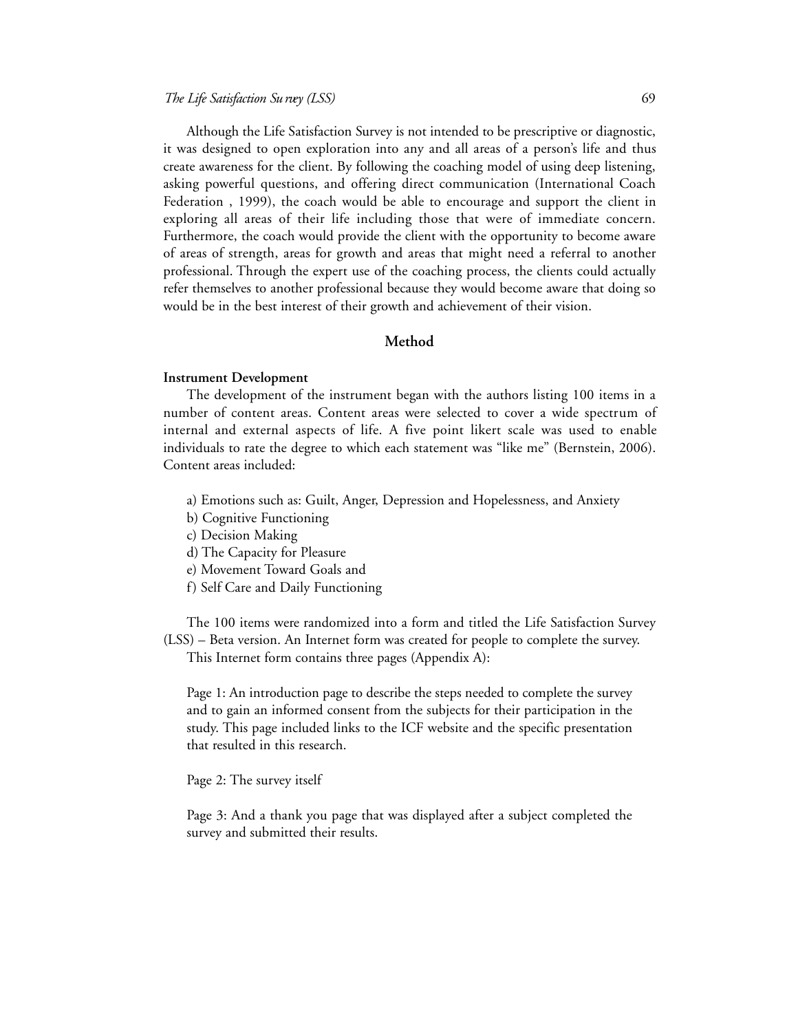Although the Life Satisfaction Survey is not intended to be prescriptive or diagnostic, it was designed to open exploration into any and all areas of a person's life and thus create awareness for the client. By following the coaching model of using deep listening, asking powerful questions, and offering direct communication (International Coach Federation , 1999), the coach would be able to encourage and support the client in exploring all areas of their life including those that were of immediate concern. Furthermore, the coach would provide the client with the opportunity to become aware of areas of strength, areas for growth and areas that might need a referral to another professional. Through the expert use of the coaching process, the clients could actually refer themselves to another professional because they would become aware that doing so would be in the best interest of their growth and achievement of their vision.

## Method

### Instrument Development

The development of the instrument began with the authors listing 100 items in a number of content areas. Content areas were selected to cover a wide spectrum of internal and external aspects of life. A five point likert scale was used to enable individuals to rate the degree to which each statement was "like me" (Bernstein, 2006). Content areas included:

a) Emotions such as: Guilt, Anger, Depression and Hopelessness, and Anxiety
b) Cognitive Functioning
c) Decision Making
d) The Capacity for Pleasure
e) Movement Toward Goals and
f) Self Care and Daily Functioning

The 100 items were randomized into a form and titled the Life Satisfaction Survey (LSS) – Beta version. An Internet form was created for people to complete the survey.

This Internet form contains three pages (Appendix A):

Page 1: An introduction page to describe the steps needed to complete the survey and to gain an informed consent from the subjects for their participation in the study. This page included links to the ICF website and the specific presentation that resulted in this research.

Page 2: The survey itself

Page 3: And a thank you page that was displayed after a subject completed the survey and submitted their results.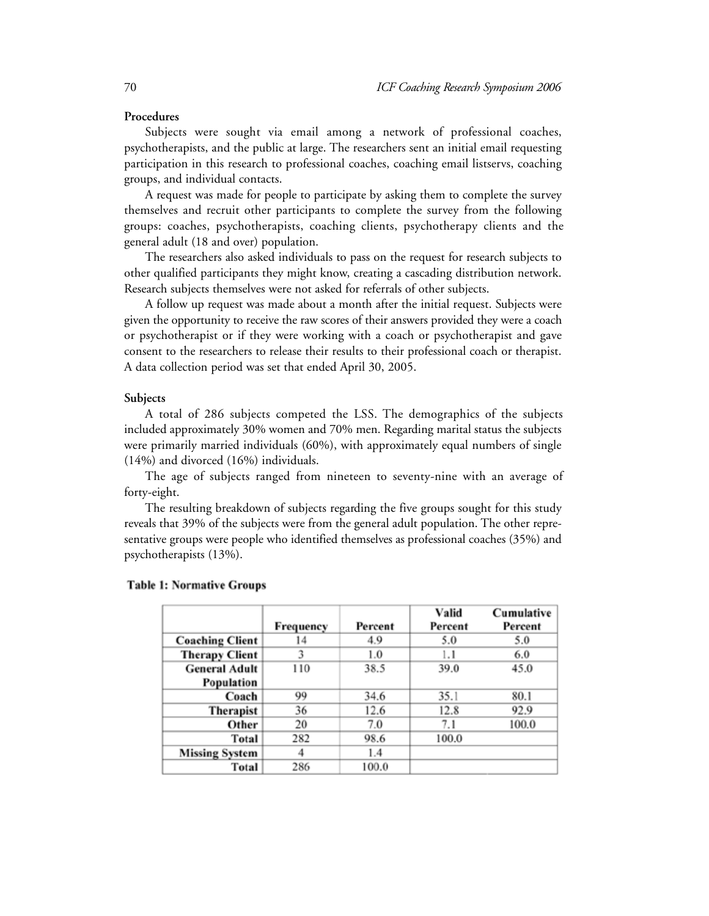**Procedures**

Subjects were sought via email among a network of professional coaches, psychotherapists, and the public at large. The researchers sent an initial email requesting participation in this research to professional coaches, coaching email listservs, coaching groups, and individual contacts.

A request was made for people to participate by asking them to complete the survey themselves and recruit other participants to complete the survey from the following groups: coaches, psychotherapists, coaching clients, psychotherapy clients and the general adult (18 and over) population.

The researchers also asked individuals to pass on the request for research subjects to other qualified participants they might know, creating a cascading distribution network. Research subjects themselves were not asked for referrals of other subjects.

A follow up request was made about a month after the initial request. Subjects were given the opportunity to receive the raw scores of their answers provided they were a coach or psychotherapist or if they were working with a coach or psychotherapist and gave consent to the researchers to release their results to their professional coach or therapist. A data collection period was set that ended April 30, 2005.

**Subjects**

A total of 286 subjects competed the LSS. The demographics of the subjects included approximately 30% women and 70% men. Regarding marital status the subjects were primarily married individuals (60%), with approximately equal numbers of single (14%) and divorced (16%) individuals.

The age of subjects ranged from nineteen to seventy-nine with an average of forty-eight.

The resulting breakdown of subjects regarding the five groups sought for this study reveals that 39% of the subjects were from the general adult population. The other representative groups were people who identified themselves as professional coaches (35%) and psychotherapists (13%).

**Table 1: Normative Groups**

| | Frequency | Percent | Valid Percent | Cumulative Percent |
|---|---|---|---|---|
| **Coaching Client** | 14 | 4.9 | 5.0 | 5.0 |
| **Therapy Client** | 3 | 1.0 | 1.1 | 6.0 |
| **General Adult Population** | 110 | 38.5 | 39.0 | 45.0 |
| **Coach** | 99 | 34.6 | 35.1 | 80.1 |
| **Therapist** | 36 | 12.6 | 12.8 | 92.9 |
| **Other** | 20 | 7.0 | 7.1 | 100.0 |
| **Total** | 282 | 98.6 | 100.0 | |
| **Missing System** | 4 | 1.4 | | |
| **Total** | 286 | 100.0 | | |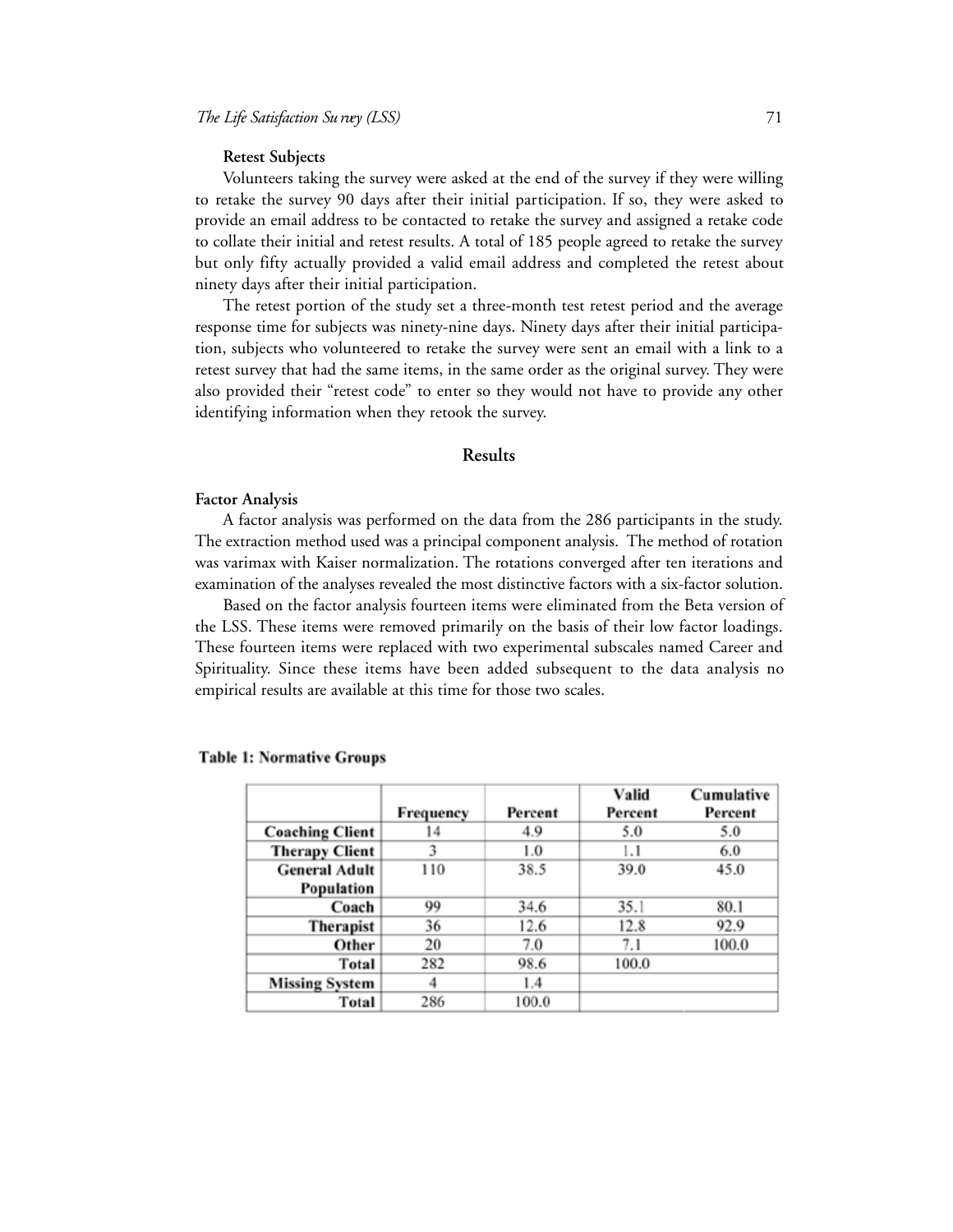**Retest Subjects**

Volunteers taking the survey were asked at the end of the survey if they were willing to retake the survey 90 days after their initial participation. If so, they were asked to provide an email address to be contacted to retake the survey and assigned a retake code to collate their initial and retest results. A total of 185 people agreed to retake the survey but only fifty actually provided a valid email address and completed the retest about ninety days after their initial participation.

The retest portion of the study set a three-month test retest period and the average response time for subjects was ninety-nine days. Ninety days after their initial participation, subjects who volunteered to retake the survey were sent an email with a link to a retest survey that had the same items, in the same order as the original survey. They were also provided their "retest code" to enter so they would not have to provide any other identifying information when they retook the survey.

## Results

**Factor Analysis**

A factor analysis was performed on the data from the 286 participants in the study. The extraction method used was a principal component analysis. The method of rotation was varimax with Kaiser normalization. The rotations converged after ten iterations and examination of the analyses revealed the most distinctive factors with a six-factor solution.

Based on the factor analysis fourteen items were eliminated from the Beta version of the LSS. These items were removed primarily on the basis of their low factor loadings. These fourteen items were replaced with two experimental subscales named Career and Spirituality. Since these items have been added subsequent to the data analysis no empirical results are available at this time for those two scales.

**Table 1: Normative Groups**

| | Frequency | Percent | Valid Percent | Cumulative Percent |
|---|---|---|---|---|
| **Coaching Client** | 14 | 4.9 | 5.0 | 5.0 |
| **Therapy Client** | 3 | 1.0 | 1.1 | 6.0 |
| **General Adult Population** | 110 | 38.5 | 39.0 | 45.0 |
| **Coach** | 99 | 34.6 | 35.1 | 80.1 |
| **Therapist** | 36 | 12.6 | 12.8 | 92.9 |
| **Other** | 20 | 7.0 | 7.1 | 100.0 |
| **Total** | 282 | 98.6 | 100.0 | |
| **Missing System** | 4 | 1.4 | | |
| **Total** | 286 | 100.0 | | |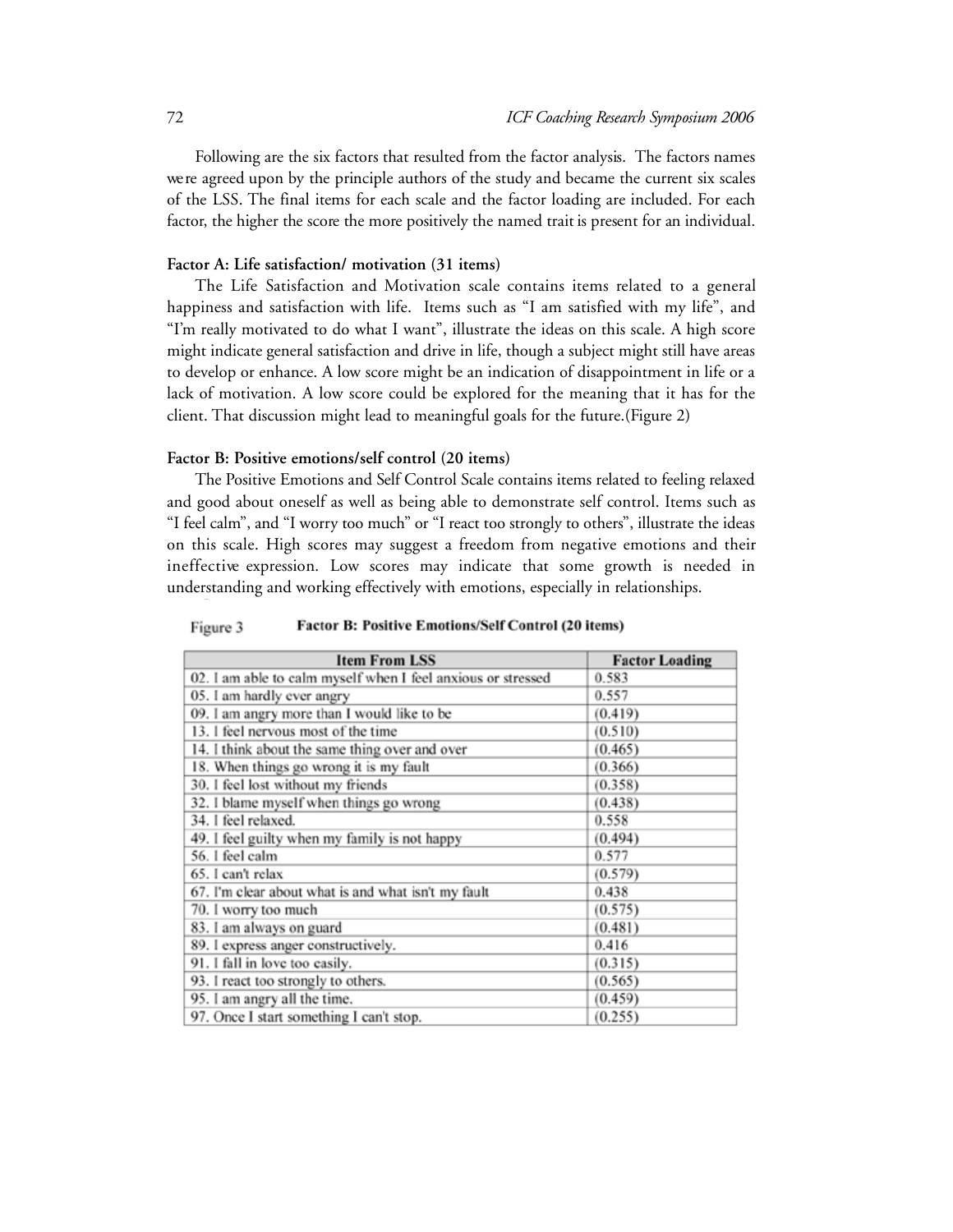Following are the six factors that resulted from the factor analysis. The factors names were agreed upon by the principle authors of the study and became the current six scales of the LSS. The final items for each scale and the factor loading are included. For each factor, the higher the score the more positively the named trait is present for an individual.

### Factor A: Life satisfaction/ motivation (31 items)

The Life Satisfaction and Motivation scale contains items related to a general happiness and satisfaction with life. Items such as "I am satisfied with my life", and "I'm really motivated to do what I want", illustrate the ideas on this scale. A high score might indicate general satisfaction and drive in life, though a subject might still have areas to develop or enhance. A low score might be an indication of disappointment in life or a lack of motivation. A low score could be explored for the meaning that it has for the client. That discussion might lead to meaningful goals for the future.(Figure 2)

### Factor B: Positive emotions/self control (20 items)

The Positive Emotions and Self Control Scale contains items related to feeling relaxed and good about oneself as well as being able to demonstrate self control. Items such as "I feel calm", and "I worry too much" or "I react too strongly to others", illustrate the ideas on this scale. High scores may suggest a freedom from negative emotions and their ineffective expression. Low scores may indicate that some growth is needed in understanding and working effectively with emotions, especially in relationships.

Figure 3 **Factor B: Positive Emotions/Self Control (20 items)**

| Item From LSS | Factor Loading |
|---|---|
| 02. I am able to calm myself when I feel anxious or stressed | 0.583 |
| 05. I am hardly ever angry | 0.557 |
| 09. I am angry more than I would like to be | (0.419) |
| 13. I feel nervous most of the time | (0.510) |
| 14. I think about the same thing over and over | (0.465) |
| 18. When things go wrong it is my fault | (0.366) |
| 30. I feel lost without my friends | (0.358) |
| 32. I blame myself when things go wrong | (0.438) |
| 34. I feel relaxed. | 0.558 |
| 49. I feel guilty when my family is not happy | (0.494) |
| 56. I feel calm | 0.577 |
| 65. I can't relax | (0.579) |
| 67. I'm clear about what is and what isn't my fault | 0.438 |
| 70. I worry too much | (0.575) |
| 83. I am always on guard | (0.481) |
| 89. I express anger constructively. | 0.416 |
| 91. I fall in love too easily. | (0.315) |
| 93. I react too strongly to others. | (0.565) |
| 95. I am angry all the time. | (0.459) |
| 97. Once I start something I can't stop. | (0.255) |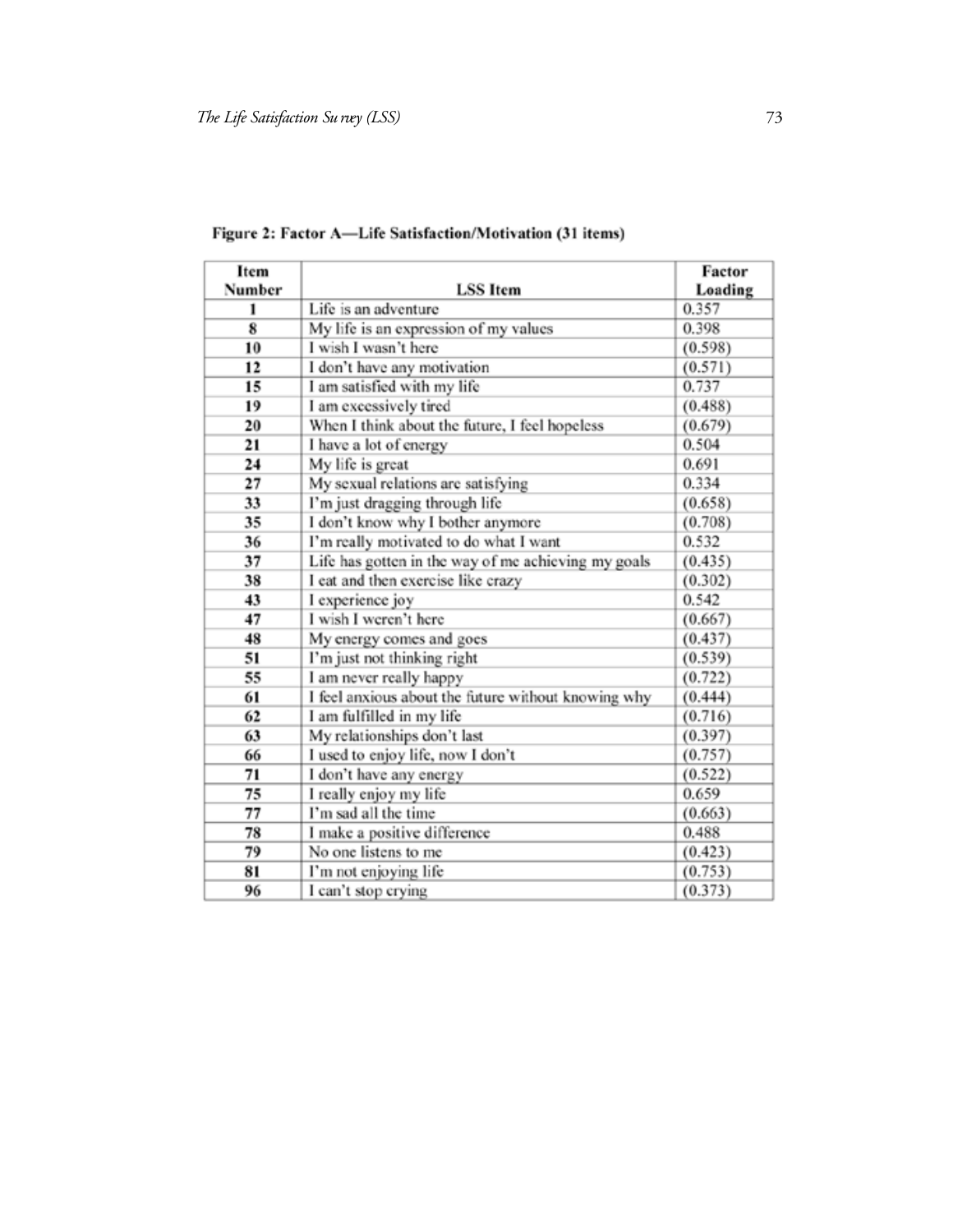**Figure 2: Factor A—Life Satisfaction/Motivation (31 items)**

| Item Number | LSS Item | Factor Loading |
|---|---|---|
| 1 | Life is an adventure | 0.357 |
| 8 | My life is an expression of my values | 0.398 |
| 10 | I wish I wasn't here | (0.598) |
| 12 | I don't have any motivation | (0.571) |
| 15 | I am satisfied with my life | 0.737 |
| 19 | I am excessively tired | (0.488) |
| 20 | When I think about the future, I feel hopeless | (0.679) |
| 21 | I have a lot of energy | 0.504 |
| 24 | My life is great | 0.691 |
| 27 | My sexual relations are satisfying | 0.334 |
| 33 | I'm just dragging through life | (0.658) |
| 35 | I don't know why I bother anymore | (0.708) |
| 36 | I'm really motivated to do what I want | 0.532 |
| 37 | Life has gotten in the way of me achieving my goals | (0.435) |
| 38 | I eat and then exercise like crazy | (0.302) |
| 43 | I experience joy | 0.542 |
| 47 | I wish I weren't here | (0.667) |
| 48 | My energy comes and goes | (0.437) |
| 51 | I'm just not thinking right | (0.539) |
| 55 | I am never really happy | (0.722) |
| 61 | I feel anxious about the future without knowing why | (0.444) |
| 62 | I am fulfilled in my life | (0.716) |
| 63 | My relationships don't last | (0.397) |
| 66 | I used to enjoy life, now I don't | (0.757) |
| 71 | I don't have any energy | (0.522) |
| 75 | I really enjoy my life | 0.659 |
| 77 | I'm sad all the time | (0.663) |
| 78 | I make a positive difference | 0.488 |
| 79 | No one listens to me | (0.423) |
| 81 | I'm not enjoying life | (0.753) |
| 96 | I can't stop crying | (0.373) |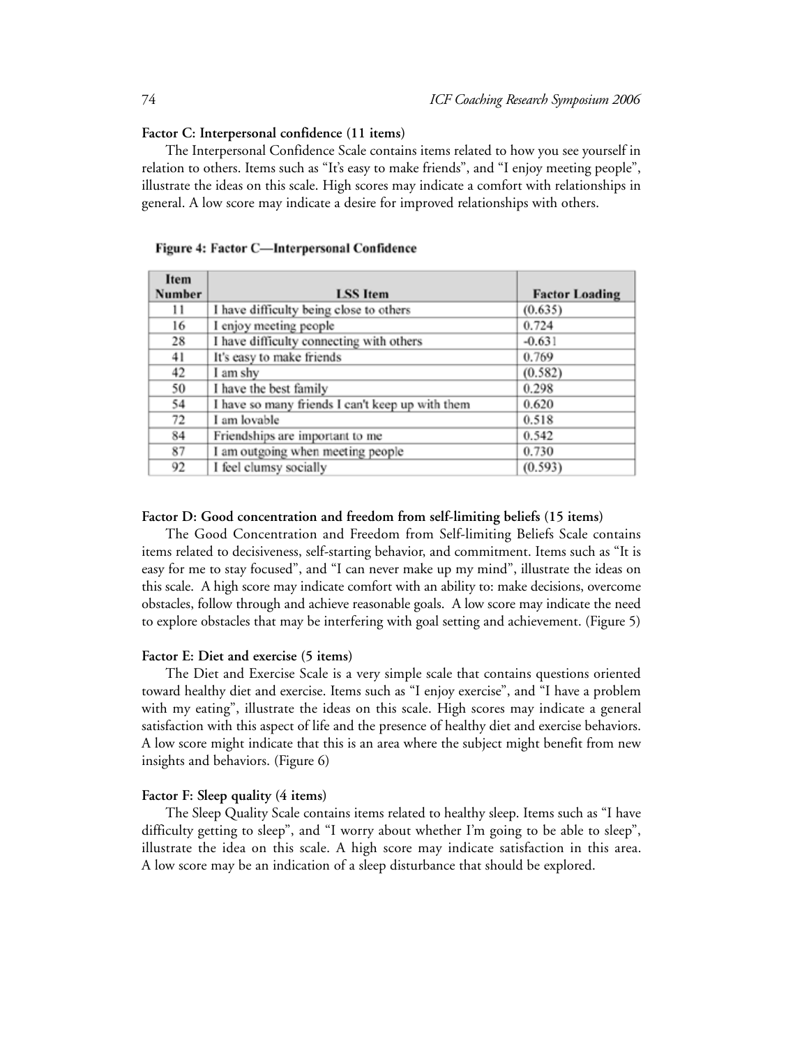**Factor C: Interpersonal confidence (11 items)**

The Interpersonal Confidence Scale contains items related to how you see yourself in relation to others. Items such as "It's easy to make friends", and "I enjoy meeting people", illustrate the ideas on this scale. High scores may indicate a comfort with relationships in general. A low score may indicate a desire for improved relationships with others.

**Figure 4: Factor C—Interpersonal Confidence**

| Item Number | LSS Item | Factor Loading |
|---|---|---|
| 11 | I have difficulty being close to others | (0.635) |
| 16 | I enjoy meeting people | 0.724 |
| 28 | I have difficulty connecting with others | -0.631 |
| 41 | It's easy to make friends | 0.769 |
| 42 | I am shy | (0.582) |
| 50 | I have the best family | 0.298 |
| 54 | I have so many friends I can't keep up with them | 0.620 |
| 72 | I am lovable | 0.518 |
| 84 | Friendships are important to me | 0.542 |
| 87 | I am outgoing when meeting people | 0.730 |
| 92 | I feel clumsy socially | (0.593) |

**Factor D: Good concentration and freedom from self-limiting beliefs (15 items)**

The Good Concentration and Freedom from Self-limiting Beliefs Scale contains items related to decisiveness, self-starting behavior, and commitment. Items such as "It is easy for me to stay focused", and "I can never make up my mind", illustrate the ideas on this scale. A high score may indicate comfort with an ability to: make decisions, overcome obstacles, follow through and achieve reasonable goals. A low score may indicate the need to explore obstacles that may be interfering with goal setting and achievement. (Figure 5)

**Factor E: Diet and exercise (5 items)**

The Diet and Exercise Scale is a very simple scale that contains questions oriented toward healthy diet and exercise. Items such as "I enjoy exercise", and "I have a problem with my eating", illustrate the ideas on this scale. High scores may indicate a general satisfaction with this aspect of life and the presence of healthy diet and exercise behaviors. A low score might indicate that this is an area where the subject might benefit from new insights and behaviors. (Figure 6)

**Factor F: Sleep quality (4 items)**

The Sleep Quality Scale contains items related to healthy sleep. Items such as "I have difficulty getting to sleep", and "I worry about whether I'm going to be able to sleep", illustrate the idea on this scale. A high score may indicate satisfaction in this area. A low score may be an indication of a sleep disturbance that should be explored.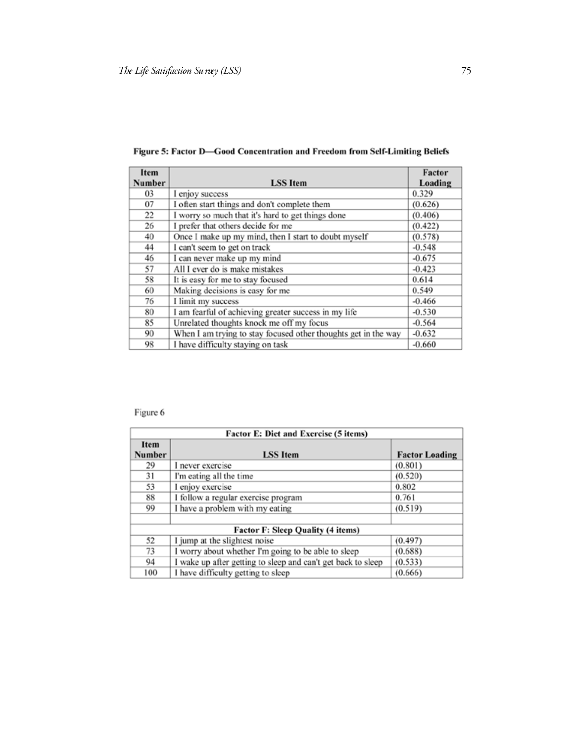**Figure 5: Factor D—Good Concentration and Freedom from Self-Limiting Beliefs**

| Item Number | LSS Item | Factor Loading |
|---|---|---|
| 03 | I enjoy success | 0.329 |
| 07 | I often start things and don't complete them | (0.626) |
| 22 | I worry so much that it's hard to get things done | (0.406) |
| 26 | I prefer that others decide for me | (0.422) |
| 40 | Once I make up my mind, then I start to doubt myself | (0.578) |
| 44 | I can't seem to get on track | -0.548 |
| 46 | I can never make up my mind | -0.675 |
| 57 | All I ever do is make mistakes | -0.423 |
| 58 | It is easy for me to stay focused | 0.614 |
| 60 | Making decisions is easy for me | 0.549 |
| 76 | I limit my success | -0.466 |
| 80 | I am fearful of achieving greater success in my life | -0.530 |
| 85 | Unrelated thoughts knock me off my focus | -0.564 |
| 90 | When I am trying to stay focused other thoughts get in the way | -0.632 |
| 98 | I have difficulty staying on task | -0.660 |

Figure 6

| Factor E: Diet and Exercise (5 items) | | |
|---|---|---|
| **Item Number** | **LSS Item** | **Factor Loading** |
| 29 | I never exercise | (0.801) |
| 31 | I'm eating all the time | (0.520) |
| 53 | I enjoy exercise | 0.802 |
| 88 | I follow a regular exercise program | 0.761 |
| 99 | I have a problem with my eating | (0.519) |
| | | |
| **Factor F: Sleep Quality (4 items)** | | |
| 52 | I jump at the slightest noise | (0.497) |
| 73 | I worry about whether I'm going to be able to sleep | (0.688) |
| 94 | I wake up after getting to sleep and can't get back to sleep | (0.533) |
| 100 | I have difficulty getting to sleep | (0.666) |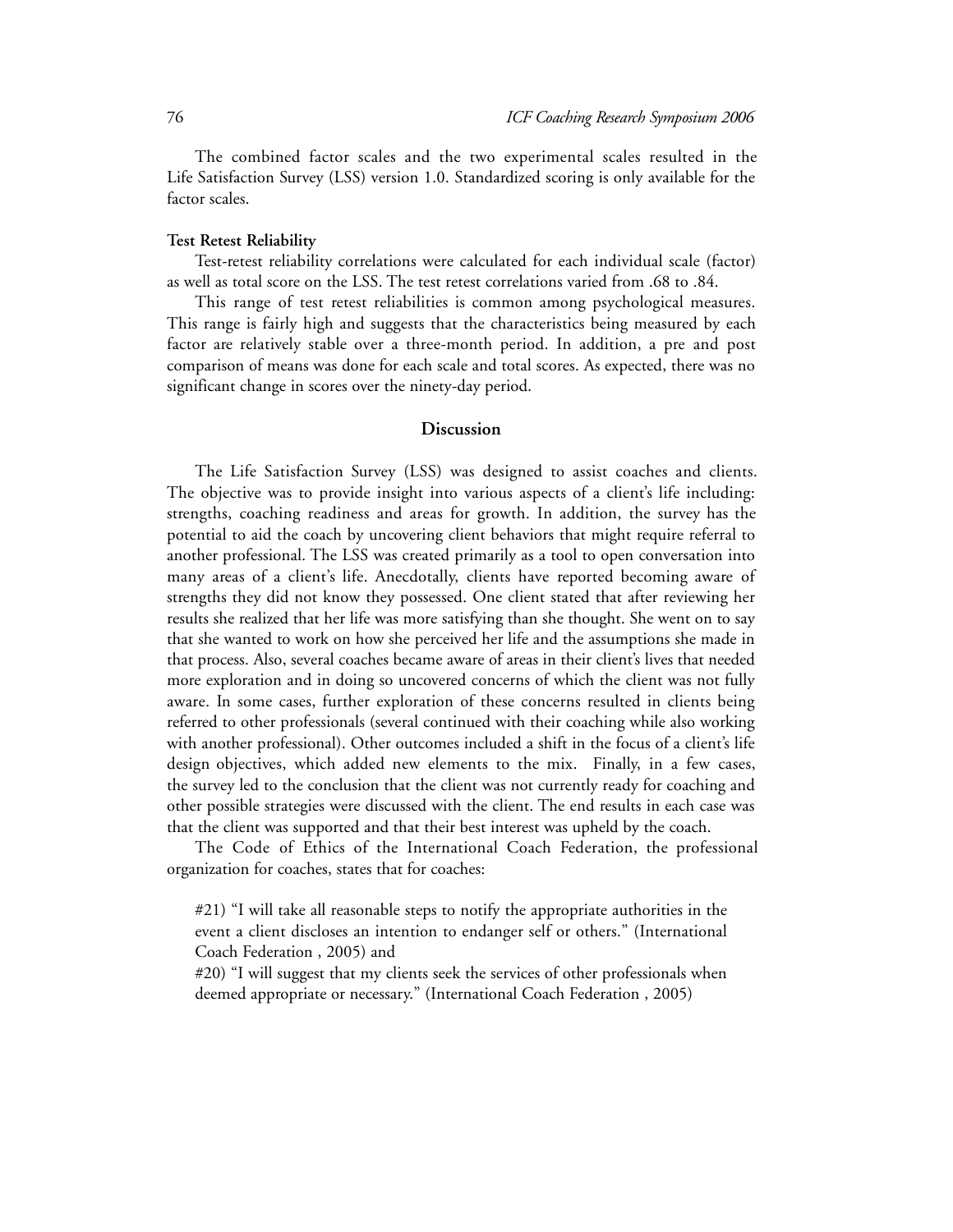The combined factor scales and the two experimental scales resulted in the Life Satisfaction Survey (LSS) version 1.0. Standardized scoring is only available for the factor scales.

**Test Retest Reliability**

Test-retest reliability correlations were calculated for each individual scale (factor) as well as total score on the LSS. The test retest correlations varied from .68 to .84.

This range of test retest reliabilities is common among psychological measures. This range is fairly high and suggests that the characteristics being measured by each factor are relatively stable over a three-month period. In addition, a pre and post comparison of means was done for each scale and total scores. As expected, there was no significant change in scores over the ninety-day period.

## Discussion

The Life Satisfaction Survey (LSS) was designed to assist coaches and clients. The objective was to provide insight into various aspects of a client's life including: strengths, coaching readiness and areas for growth. In addition, the survey has the potential to aid the coach by uncovering client behaviors that might require referral to another professional. The LSS was created primarily as a tool to open conversation into many areas of a client's life. Anecdotally, clients have reported becoming aware of strengths they did not know they possessed. One client stated that after reviewing her results she realized that her life was more satisfying than she thought. She went on to say that she wanted to work on how she perceived her life and the assumptions she made in that process. Also, several coaches became aware of areas in their client's lives that needed more exploration and in doing so uncovered concerns of which the client was not fully aware. In some cases, further exploration of these concerns resulted in clients being referred to other professionals (several continued with their coaching while also working with another professional). Other outcomes included a shift in the focus of a client's life design objectives, which added new elements to the mix. Finally, in a few cases, the survey led to the conclusion that the client was not currently ready for coaching and other possible strategies were discussed with the client. The end results in each case was that the client was supported and that their best interest was upheld by the coach.

The Code of Ethics of the International Coach Federation, the professional organization for coaches, states that for coaches:

> #21) "I will take all reasonable steps to notify the appropriate authorities in the event a client discloses an intention to endanger self or others." (International Coach Federation , 2005) and
>
> #20) "I will suggest that my clients seek the services of other professionals when deemed appropriate or necessary." (International Coach Federation , 2005)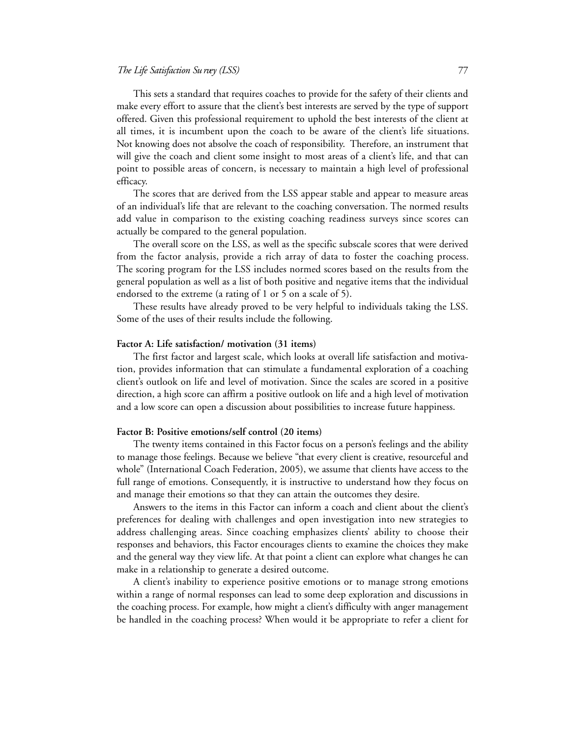This sets a standard that requires coaches to provide for the safety of their clients and make every effort to assure that the client's best interests are served by the type of support offered. Given this professional requirement to uphold the best interests of the client at all times, it is incumbent upon the coach to be aware of the client's life situations. Not knowing does not absolve the coach of responsibility. Therefore, an instrument that will give the coach and client some insight to most areas of a client's life, and that can point to possible areas of concern, is necessary to maintain a high level of professional efficacy.

The scores that are derived from the LSS appear stable and appear to measure areas of an individual's life that are relevant to the coaching conversation. The normed results add value in comparison to the existing coaching readiness surveys since scores can actually be compared to the general population.

The overall score on the LSS, as well as the specific subscale scores that were derived from the factor analysis, provide a rich array of data to foster the coaching process. The scoring program for the LSS includes normed scores based on the results from the general population as well as a list of both positive and negative items that the individual endorsed to the extreme (a rating of 1 or 5 on a scale of 5).

These results have already proved to be very helpful to individuals taking the LSS. Some of the uses of their results include the following.

**Factor A: Life satisfaction/ motivation (31 items)**

The first factor and largest scale, which looks at overall life satisfaction and motivation, provides information that can stimulate a fundamental exploration of a coaching client's outlook on life and level of motivation. Since the scales are scored in a positive direction, a high score can affirm a positive outlook on life and a high level of motivation and a low score can open a discussion about possibilities to increase future happiness.

**Factor B: Positive emotions/self control (20 items)**

The twenty items contained in this Factor focus on a person's feelings and the ability to manage those feelings. Because we believe "that every client is creative, resourceful and whole" (International Coach Federation, 2005), we assume that clients have access to the full range of emotions. Consequently, it is instructive to understand how they focus on and manage their emotions so that they can attain the outcomes they desire.

Answers to the items in this Factor can inform a coach and client about the client's preferences for dealing with challenges and open investigation into new strategies to address challenging areas. Since coaching emphasizes clients' ability to choose their responses and behaviors, this Factor encourages clients to examine the choices they make and the general way they view life. At that point a client can explore what changes he can make in a relationship to generate a desired outcome.

A client's inability to experience positive emotions or to manage strong emotions within a range of normal responses can lead to some deep exploration and discussions in the coaching process. For example, how might a client's difficulty with anger management be handled in the coaching process? When would it be appropriate to refer a client for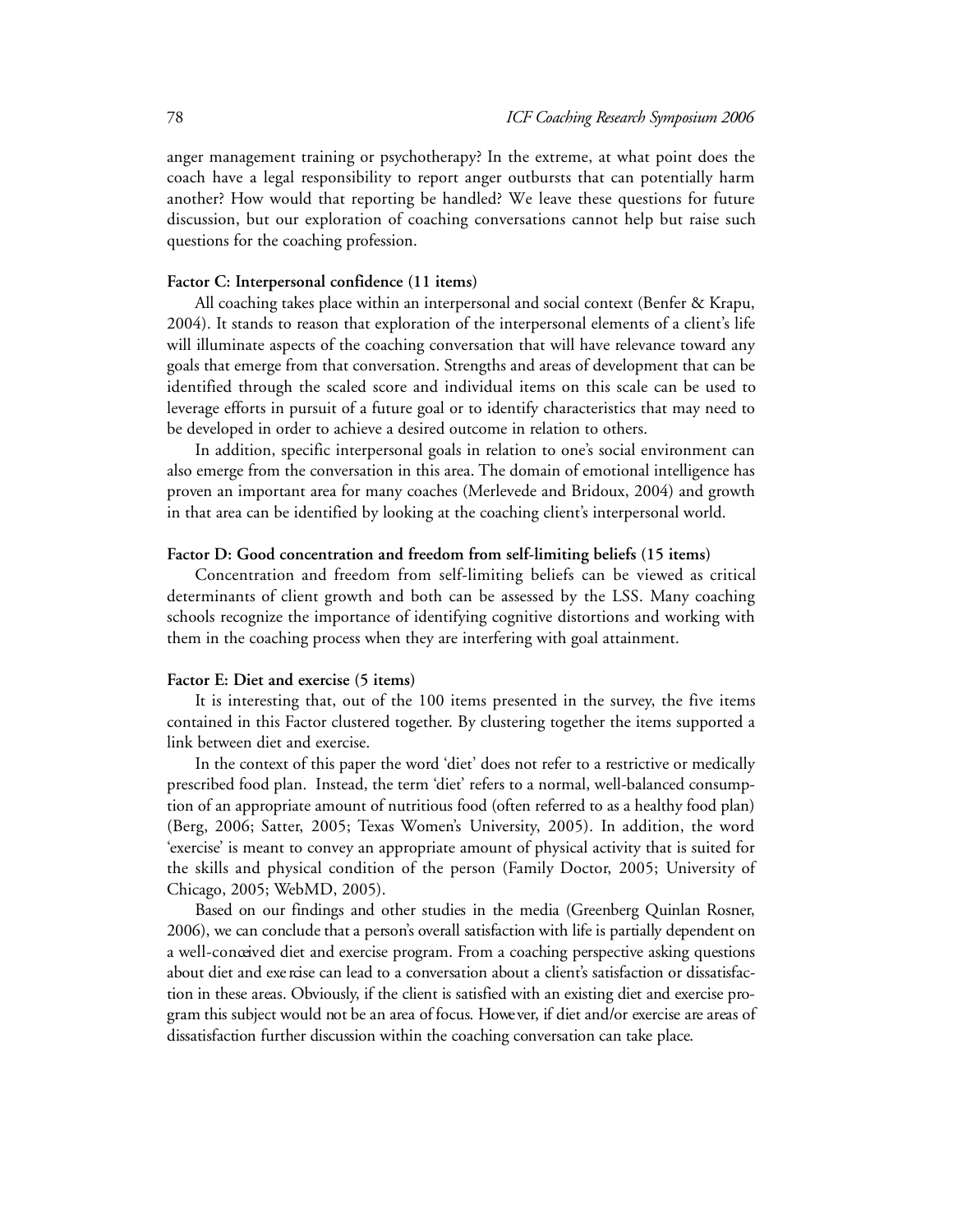anger management training or psychotherapy? In the extreme, at what point does the coach have a legal responsibility to report anger outbursts that can potentially harm another? How would that reporting be handled? We leave these questions for future discussion, but our exploration of coaching conversations cannot help but raise such questions for the coaching profession.

**Factor C: Interpersonal confidence (11 items)**

All coaching takes place within an interpersonal and social context (Benfer & Krapu, 2004). It stands to reason that exploration of the interpersonal elements of a client's life will illuminate aspects of the coaching conversation that will have relevance toward any goals that emerge from that conversation. Strengths and areas of development that can be identified through the scaled score and individual items on this scale can be used to leverage efforts in pursuit of a future goal or to identify characteristics that may need to be developed in order to achieve a desired outcome in relation to others.

In addition, specific interpersonal goals in relation to one's social environment can also emerge from the conversation in this area. The domain of emotional intelligence has proven an important area for many coaches (Merlevede and Bridoux, 2004) and growth in that area can be identified by looking at the coaching client's interpersonal world.

**Factor D: Good concentration and freedom from self-limiting beliefs (15 items)**

Concentration and freedom from self-limiting beliefs can be viewed as critical determinants of client growth and both can be assessed by the LSS. Many coaching schools recognize the importance of identifying cognitive distortions and working with them in the coaching process when they are interfering with goal attainment.

**Factor E: Diet and exercise (5 items)**

It is interesting that, out of the 100 items presented in the survey, the five items contained in this Factor clustered together. By clustering together the items supported a link between diet and exercise.

In the context of this paper the word 'diet' does not refer to a restrictive or medically prescribed food plan. Instead, the term 'diet' refers to a normal, well-balanced consumption of an appropriate amount of nutritious food (often referred to as a healthy food plan) (Berg, 2006; Satter, 2005; Texas Women's University, 2005). In addition, the word 'exercise' is meant to convey an appropriate amount of physical activity that is suited for the skills and physical condition of the person (Family Doctor, 2005; University of Chicago, 2005; WebMD, 2005).

Based on our findings and other studies in the media (Greenberg Quinlan Rosner, 2006), we can conclude that a person's overall satisfaction with life is partially dependent on a well-conceived diet and exercise program. From a coaching perspective asking questions about diet and exercise can lead to a conversation about a client's satisfaction or dissatisfaction in these areas. Obviously, if the client is satisfied with an existing diet and exercise program this subject would not be an area of focus. However, if diet and/or exercise are areas of dissatisfaction further discussion within the coaching conversation can take place.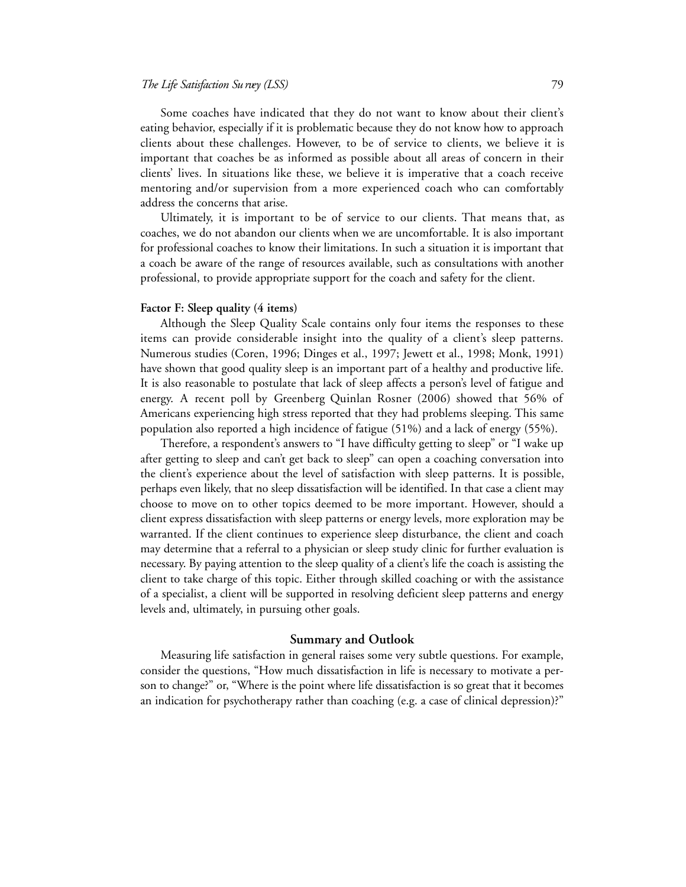Some coaches have indicated that they do not want to know about their client's eating behavior, especially if it is problematic because they do not know how to approach clients about these challenges. However, to be of service to clients, we believe it is important that coaches be as informed as possible about all areas of concern in their clients' lives. In situations like these, we believe it is imperative that a coach receive mentoring and/or supervision from a more experienced coach who can comfortably address the concerns that arise.

Ultimately, it is important to be of service to our clients. That means that, as coaches, we do not abandon our clients when we are uncomfortable. It is also important for professional coaches to know their limitations. In such a situation it is important that a coach be aware of the range of resources available, such as consultations with another professional, to provide appropriate support for the coach and safety for the client.

**Factor F: Sleep quality (4 items)**

Although the Sleep Quality Scale contains only four items the responses to these items can provide considerable insight into the quality of a client's sleep patterns. Numerous studies (Coren, 1996; Dinges et al., 1997; Jewett et al., 1998; Monk, 1991) have shown that good quality sleep is an important part of a healthy and productive life. It is also reasonable to postulate that lack of sleep affects a person's level of fatigue and energy. A recent poll by Greenberg Quinlan Rosner (2006) showed that 56% of Americans experiencing high stress reported that they had problems sleeping. This same population also reported a high incidence of fatigue (51%) and a lack of energy (55%).

Therefore, a respondent's answers to "I have difficulty getting to sleep" or "I wake up after getting to sleep and can't get back to sleep" can open a coaching conversation into the client's experience about the level of satisfaction with sleep patterns. It is possible, perhaps even likely, that no sleep dissatisfaction will be identified. In that case a client may choose to move on to other topics deemed to be more important. However, should a client express dissatisfaction with sleep patterns or energy levels, more exploration may be warranted. If the client continues to experience sleep disturbance, the client and coach may determine that a referral to a physician or sleep study clinic for further evaluation is necessary. By paying attention to the sleep quality of a client's life the coach is assisting the client to take charge of this topic. Either through skilled coaching or with the assistance of a specialist, a client will be supported in resolving deficient sleep patterns and energy levels and, ultimately, in pursuing other goals.

## Summary and Outlook

Measuring life satisfaction in general raises some very subtle questions. For example, consider the questions, "How much dissatisfaction in life is necessary to motivate a person to change?" or, "Where is the point where life dissatisfaction is so great that it becomes an indication for psychotherapy rather than coaching (e.g. a case of clinical depression)?"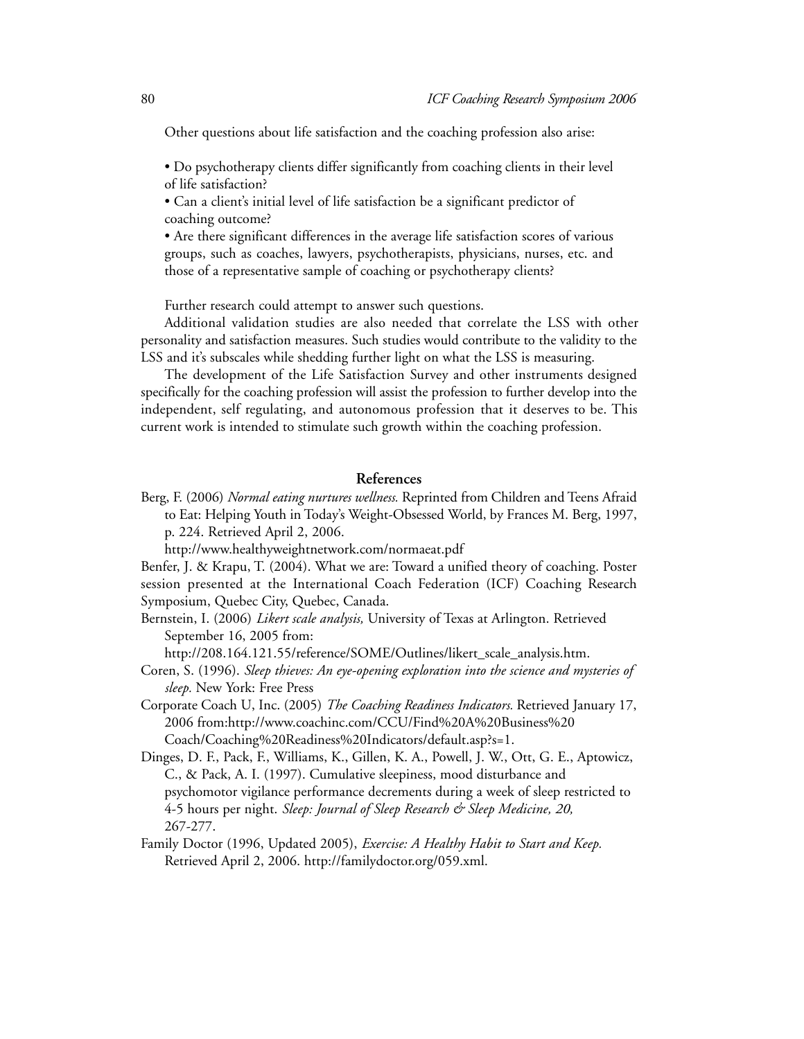Other questions about life satisfaction and the coaching profession also arise:

- Do psychotherapy clients differ significantly from coaching clients in their level of life satisfaction?
- Can a client's initial level of life satisfaction be a significant predictor of coaching outcome?
- Are there significant differences in the average life satisfaction scores of various groups, such as coaches, lawyers, psychotherapists, physicians, nurses, etc. and those of a representative sample of coaching or psychotherapy clients?

Further research could attempt to answer such questions.

Additional validation studies are also needed that correlate the LSS with other personality and satisfaction measures. Such studies would contribute to the validity to the LSS and it's subscales while shedding further light on what the LSS is measuring.

The development of the Life Satisfaction Survey and other instruments designed specifically for the coaching profession will assist the profession to further develop into the independent, self regulating, and autonomous profession that it deserves to be. This current work is intended to stimulate such growth within the coaching profession.

## References

Berg, F. (2006) *Normal eating nurtures wellness.* Reprinted from Children and Teens Afraid to Eat: Helping Youth in Today's Weight-Obsessed World, by Frances M. Berg, 1997, p. 224. Retrieved April 2, 2006.
http://www.healthyweightnetwork.com/normaeat.pdf

Benfer, J. & Krapu, T. (2004). What we are: Toward a unified theory of coaching. Poster session presented at the International Coach Federation (ICF) Coaching Research Symposium, Quebec City, Quebec, Canada.

Bernstein, I. (2006) *Likert scale analysis,* University of Texas at Arlington. Retrieved September 16, 2005 from:
http://208.164.121.55/reference/SOME/Outlines/likert_scale_analysis.htm.

Coren, S. (1996). *Sleep thieves: An eye-opening exploration into the science and mysteries of sleep.* New York: Free Press

Corporate Coach U, Inc. (2005) *The Coaching Readiness Indicators.* Retrieved January 17, 2006 from:http://www.coachinc.com/CCU/Find%20A%20Business%20 Coach/Coaching%20Readiness%20Indicators/default.asp?s=1.

Dinges, D. F., Pack, F., Williams, K., Gillen, K. A., Powell, J. W., Ott, G. E., Aptowicz, C., & Pack, A. I. (1997). Cumulative sleepiness, mood disturbance and psychomotor vigilance performance decrements during a week of sleep restricted to 4-5 hours per night. *Sleep: Journal of Sleep Research & Sleep Medicine, 20,* 267-277.

Family Doctor (1996, Updated 2005), *Exercise: A Healthy Habit to Start and Keep.* Retrieved April 2, 2006. http://familydoctor.org/059.xml.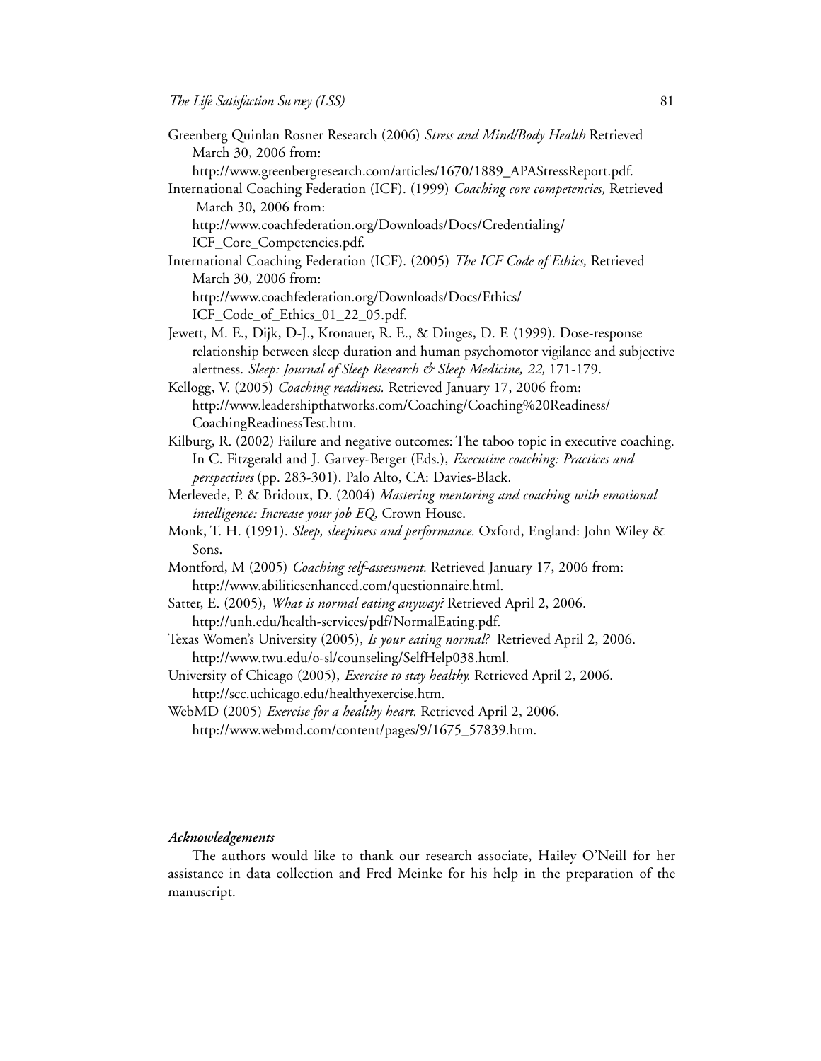Greenberg Quinlan Rosner Research (2006) *Stress and Mind/Body Health* Retrieved March 30, 2006 from: http://www.greenbergresearch.com/articles/1670/1889_APAStressReport.pdf.

International Coaching Federation (ICF). (1999) *Coaching core competencies,* Retrieved March 30, 2006 from: http://www.coachfederation.org/Downloads/Docs/Credentialing/ICF_Core_Competencies.pdf.

International Coaching Federation (ICF). (2005) *The ICF Code of Ethics,* Retrieved March 30, 2006 from: http://www.coachfederation.org/Downloads/Docs/Ethics/ICF_Code_of_Ethics_01_22_05.pdf.

Jewett, M. E., Dijk, D-J., Kronauer, R. E., & Dinges, D. F. (1999). Dose-response relationship between sleep duration and human psychomotor vigilance and subjective alertness. *Sleep: Journal of Sleep Research & Sleep Medicine, 22,* 171-179.

Kellogg, V. (2005) *Coaching readiness.* Retrieved January 17, 2006 from: http://www.leadershipthatworks.com/Coaching/Coaching%20Readiness/CoachingReadinessTest.htm.

Kilburg, R. (2002) Failure and negative outcomes: The taboo topic in executive coaching. In C. Fitzgerald and J. Garvey-Berger (Eds.), *Executive coaching: Practices and perspectives* (pp. 283-301). Palo Alto, CA: Davies-Black.

Merlevede, P. & Bridoux, D. (2004) *Mastering mentoring and coaching with emotional intelligence: Increase your job EQ,* Crown House.

Monk, T. H. (1991). *Sleep, sleepiness and performance.* Oxford, England: John Wiley & Sons.

Montford, M (2005) *Coaching self-assessment.* Retrieved January 17, 2006 from: http://www.abilitiesenhanced.com/questionnaire.html.

Satter, E. (2005), *What is normal eating anyway?* Retrieved April 2, 2006. http://unh.edu/health-services/pdf/NormalEating.pdf.

Texas Women's University (2005), *Is your eating normal?* Retrieved April 2, 2006. http://www.twu.edu/o-sl/counseling/SelfHelp038.html.

University of Chicago (2005), *Exercise to stay healthy.* Retrieved April 2, 2006. http://scc.uchicago.edu/healthyexercise.htm.

WebMD (2005) *Exercise for a healthy heart.* Retrieved April 2, 2006. http://www.webmd.com/content/pages/9/1675_57839.htm.

***Acknowledgements***

The authors would like to thank our research associate, Hailey O'Neill for her assistance in data collection and Fred Meinke for his help in the preparation of the manuscript.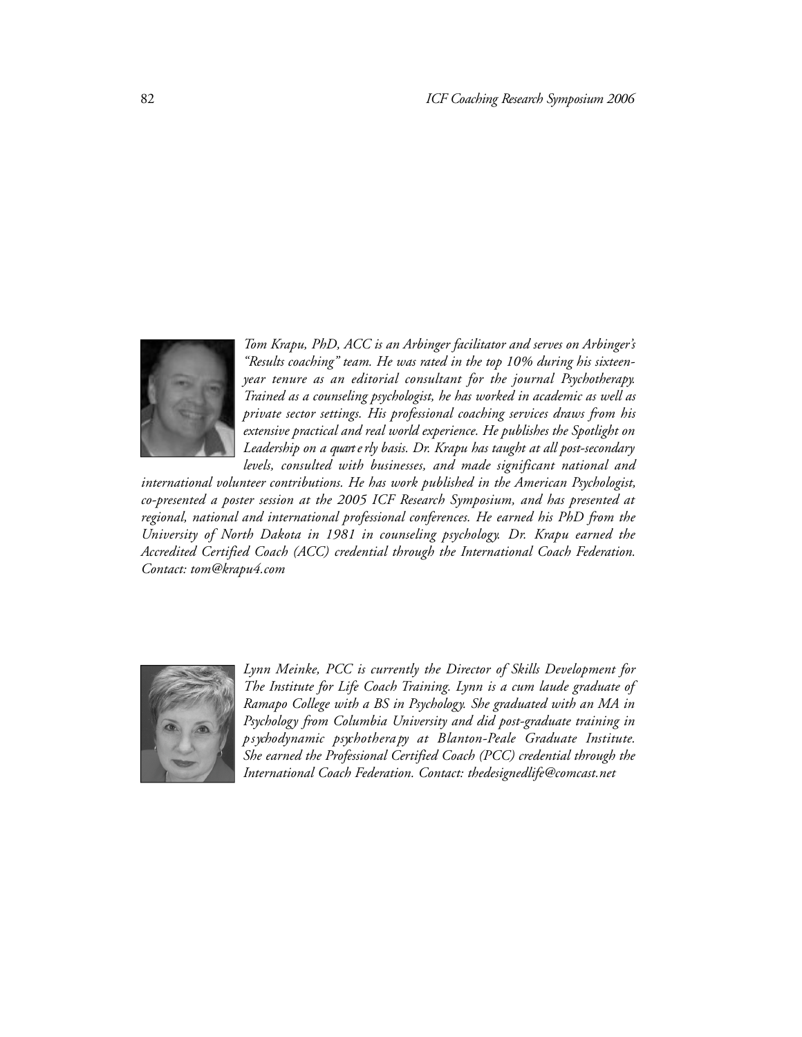*Tom Krapu, PhD, ACC is an Arbinger facilitator and serves on Arbinger's "Results coaching" team. He was rated in the top 10% during his sixteen-year tenure as an editorial consultant for the journal Psychotherapy. Trained as a counseling psychologist, he has worked in academic as well as private sector settings. His professional coaching services draws from his extensive practical and real world experience. He publishes the Spotlight on Leadership on a quarterly basis. Dr. Krapu has taught at all post-secondary levels, consulted with businesses, and made significant national and international volunteer contributions. He has work published in the American Psychologist, co-presented a poster session at the 2005 ICF Research Symposium, and has presented at regional, national and international professional conferences. He earned his PhD from the University of North Dakota in 1981 in counseling psychology. Dr. Krapu earned the Accredited Certified Coach (ACC) credential through the International Coach Federation. Contact: tom@krapu4.com*

*Lynn Meinke, PCC is currently the Director of Skills Development for The Institute for Life Coach Training. Lynn is a cum laude graduate of Ramapo College with a BS in Psychology. She graduated with an MA in Psychology from Columbia University and did post-graduate training in psychodynamic psychotherapy at Blanton-Peale Graduate Institute. She earned the Professional Certified Coach (PCC) credential through the International Coach Federation. Contact: thedesignedlife@comcast.net*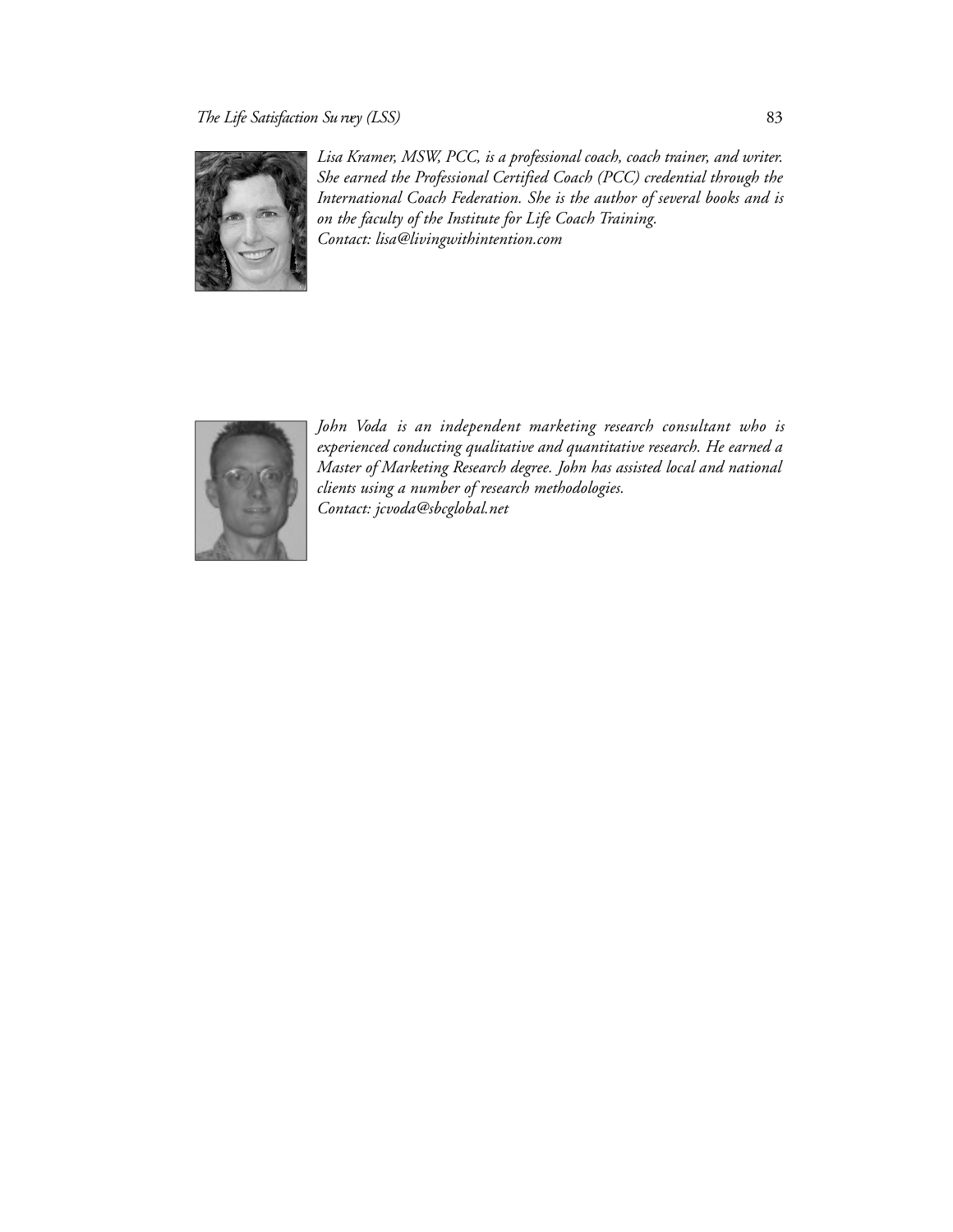*Lisa Kramer, MSW, PCC, is a professional coach, coach trainer, and writer. She earned the Professional Certified Coach (PCC) credential through the International Coach Federation. She is the author of several books and is on the faculty of the Institute for Life Coach Training.*
*Contact: lisa@livingwithintention.com*

*John Voda is an independent marketing research consultant who is experienced conducting qualitative and quantitative research. He earned a Master of Marketing Research degree. John has assisted local and national clients using a number of research methodologies.*
*Contact: jcvoda@sbcglobal.net*